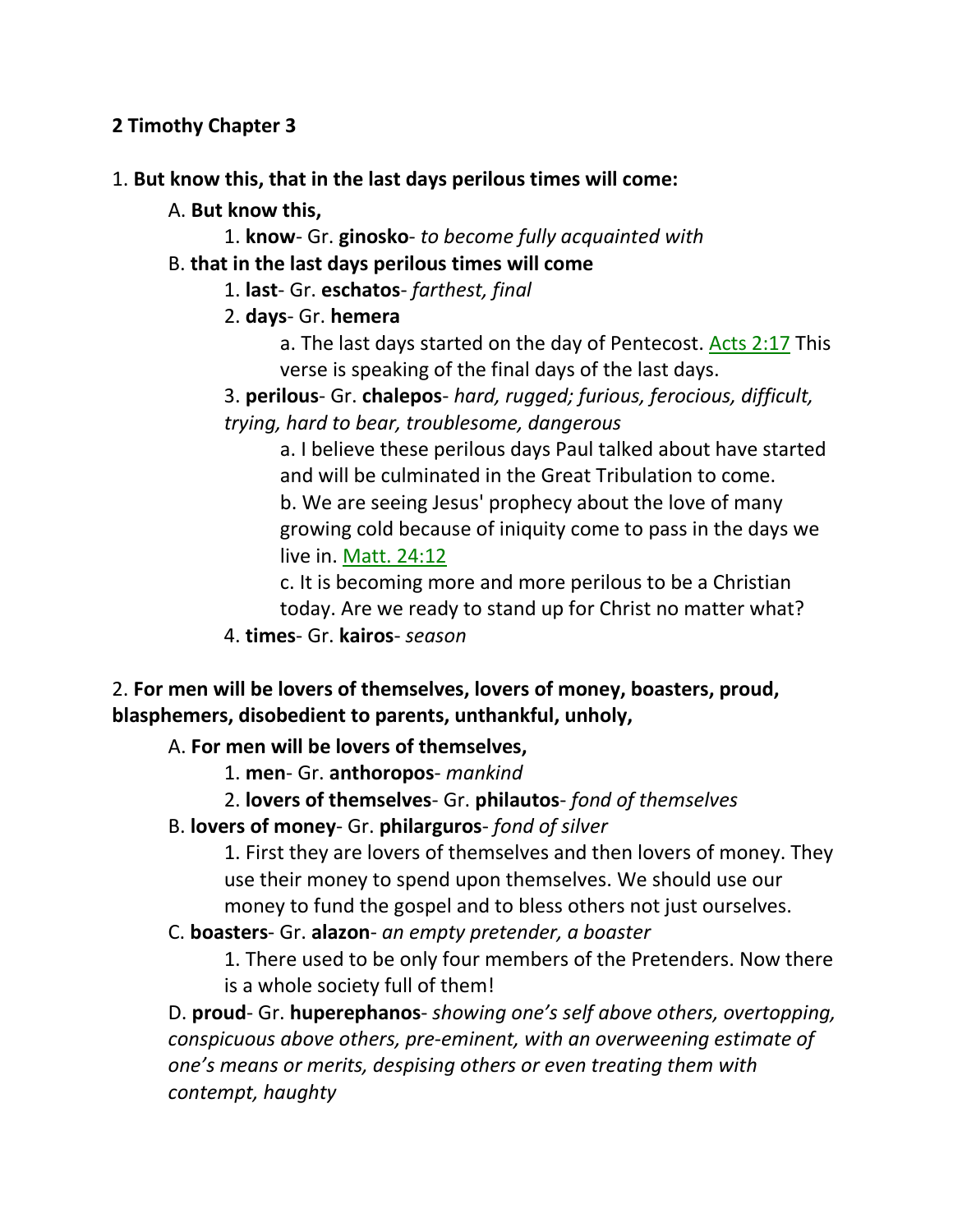**2 Timothy Chapter 3**

1. **But know this, that in the last days perilous times will come:**

   A. **But know this,**

      1. **know**- Gr. **ginosko**- *to become fully acquainted with*

   B. **that in the last days perilous times will come**

      1. **last**- Gr. **eschatos**- *farthest, final*

      2. **days**- Gr. **hemera**

         a. The last days started on the day of Pentecost. Acts 2:17 This verse is speaking of the final days of the last days.

      3. **perilous**- Gr. **chalepos**- *hard, rugged; furious, ferocious, difficult, trying, hard to bear, troublesome, dangerous*

         a. I believe these perilous days Paul talked about have started and will be culminated in the Great Tribulation to come.

         b. We are seeing Jesus' prophecy about the love of many growing cold because of iniquity come to pass in the days we live in. Matt. 24:12

         c. It is becoming more and more perilous to be a Christian today. Are we ready to stand up for Christ no matter what?

      4. **times**- Gr. **kairos**- *season*

2. **For men will be lovers of themselves, lovers of money, boasters, proud, blasphemers, disobedient to parents, unthankful, unholy,**

   A. **For men will be lovers of themselves,**

      1. **men**- Gr. **anthoropos**- *mankind*

      2. **lovers of themselves**- Gr. **philautos**- *fond of themselves*

   B. **lovers of money**- Gr. **philarguros**- *fond of silver*

      1. First they are lovers of themselves and then lovers of money. They use their money to spend upon themselves. We should use our money to fund the gospel and to bless others not just ourselves.

   C. **boasters**- Gr. **alazon**- *an empty pretender, a boaster*

      1. There used to be only four members of the Pretenders. Now there is a whole society full of them!

   D. **proud**- Gr. **huperephanos**- *showing one's self above others, overtopping, conspicuous above others, pre-eminent, with an overweening estimate of one's means or merits, despising others or even treating them with contempt, haughty*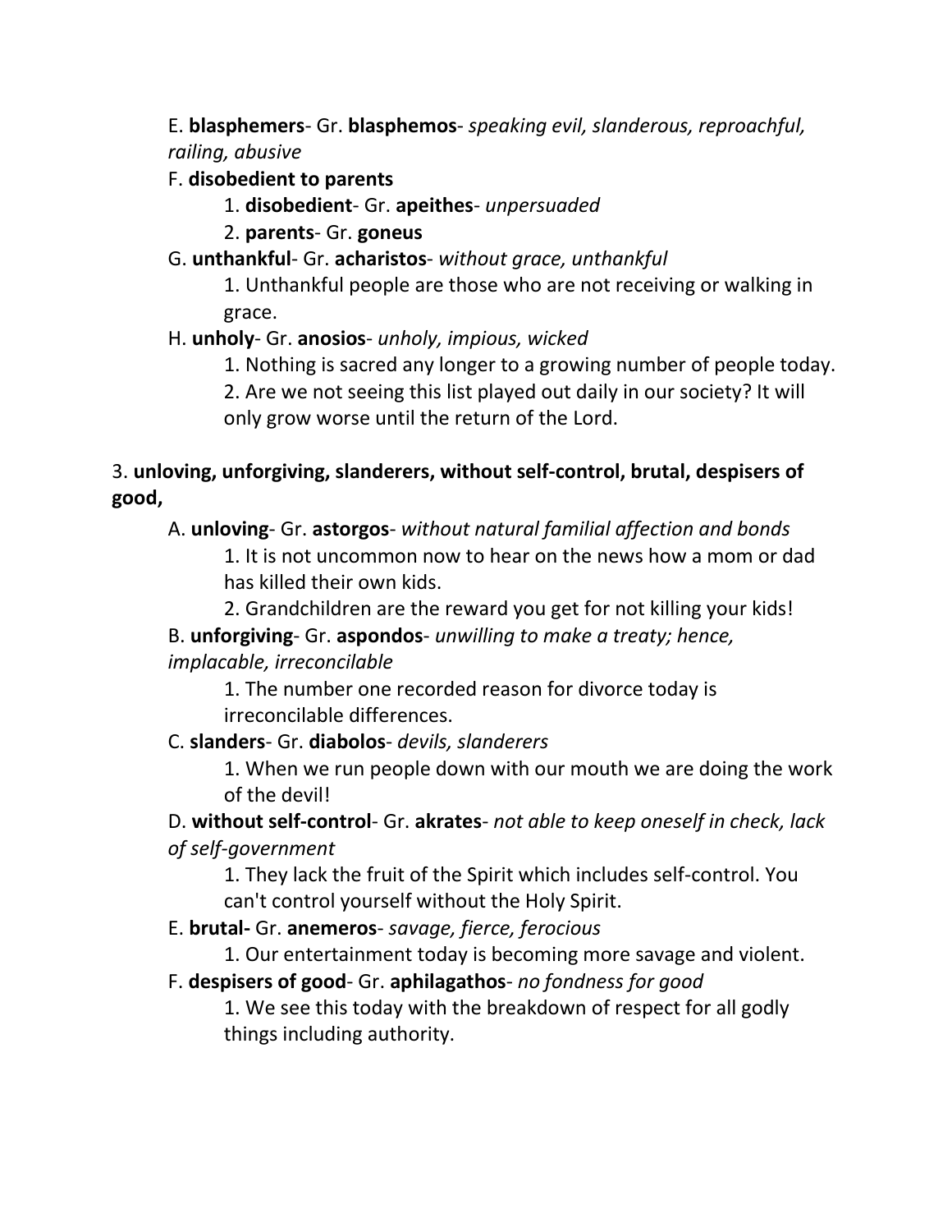E. **blasphemers**- Gr. **blasphemos**- *speaking evil, slanderous, reproachful, railing, abusive*

F. **disobedient to parents**

1. **disobedient**- Gr. **apeithes**- *unpersuaded*
2. **parents**- Gr. **goneus**

G. **unthankful**- Gr. **acharistos**- *without grace, unthankful*

1. Unthankful people are those who are not receiving or walking in grace.

H. **unholy**- Gr. **anosios**- *unholy, impious, wicked*

1. Nothing is sacred any longer to a growing number of people today.
2. Are we not seeing this list played out daily in our society? It will only grow worse until the return of the Lord.

3. **unloving, unforgiving, slanderers, without self-control, brutal, despisers of good,**

A. **unloving**- Gr. **astorgos**- *without natural familial affection and bonds*

1. It is not uncommon now to hear on the news how a mom or dad has killed their own kids.
2. Grandchildren are the reward you get for not killing your kids!

B. **unforgiving**- Gr. **aspondos**- *unwilling to make a treaty; hence, implacable, irreconcilable*

1. The number one recorded reason for divorce today is irreconcilable differences.

C. **slanders**- Gr. **diabolos**- *devils, slanderers*

1. When we run people down with our mouth we are doing the work of the devil!

D. **without self-control**- Gr. **akrates**- *not able to keep oneself in check, lack of self-government*

1. They lack the fruit of the Spirit which includes self-control. You can't control yourself without the Holy Spirit.

E. **brutal-** Gr. **anemeros**- *savage, fierce, ferocious*

1. Our entertainment today is becoming more savage and violent.

F. **despisers of good**- Gr. **aphilagathos**- *no fondness for good*

1. We see this today with the breakdown of respect for all godly things including authority.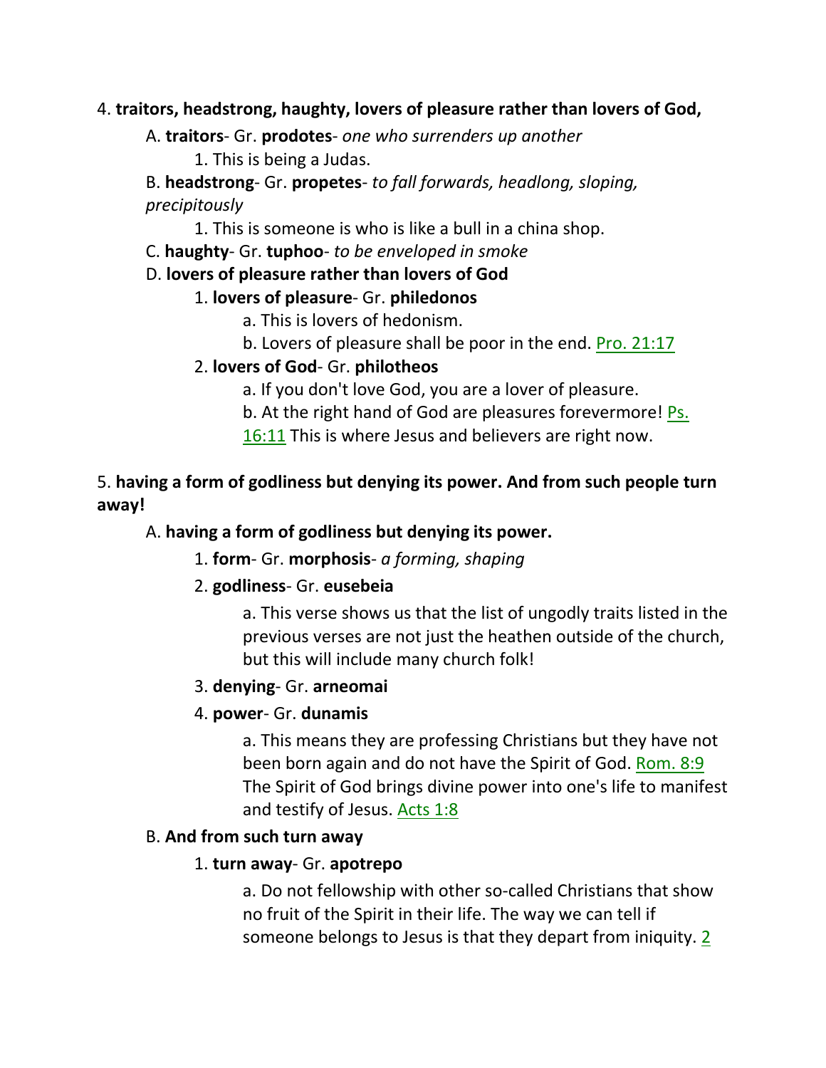4. **traitors, headstrong, haughty, lovers of pleasure rather than lovers of God,**

A. **traitors**- Gr. **prodotes**- *one who surrenders up another*

1. This is being a Judas.

B. **headstrong**- Gr. **propetes**- *to fall forwards, headlong, sloping, precipitously*

1. This is someone is who is like a bull in a china shop.

C. **haughty**- Gr. **tuphoo**- *to be enveloped in smoke*

D. **lovers of pleasure rather than lovers of God**

1. **lovers of pleasure**- Gr. **philedonos**

a. This is lovers of hedonism.

b. Lovers of pleasure shall be poor in the end. Pro. 21:17

2. **lovers of God**- Gr. **philotheos**

a. If you don't love God, you are a lover of pleasure.

b. At the right hand of God are pleasures forevermore! Ps. 16:11 This is where Jesus and believers are right now.

5. **having a form of godliness but denying its power. And from such people turn away!**

A. **having a form of godliness but denying its power.**

1. **form**- Gr. **morphosis**- *a forming, shaping*

2. **godliness**- Gr. **eusebeia**

a. This verse shows us that the list of ungodly traits listed in the previous verses are not just the heathen outside of the church, but this will include many church folk!

3. **denying**- Gr. **arneomai**

4. **power**- Gr. **dunamis**

a. This means they are professing Christians but they have not been born again and do not have the Spirit of God. Rom. 8:9 The Spirit of God brings divine power into one's life to manifest and testify of Jesus. Acts 1:8

B. **And from such turn away**

1. **turn away**- Gr. **apotrepo**

a. Do not fellowship with other so-called Christians that show no fruit of the Spirit in their life. The way we can tell if someone belongs to Jesus is that they depart from iniquity. 2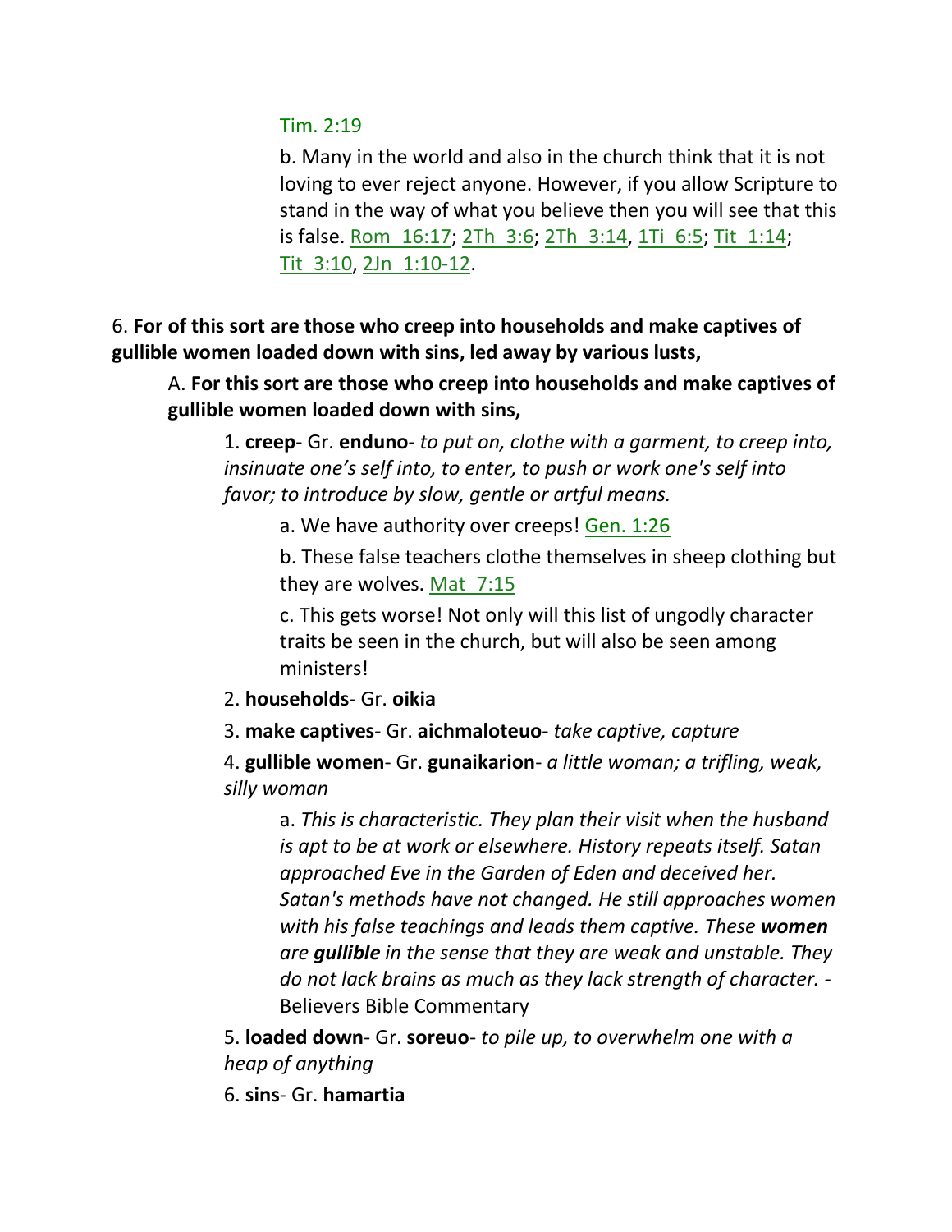Tim. 2:19

b. Many in the world and also in the church think that it is not loving to ever reject anyone. However, if you allow Scripture to stand in the way of what you believe then you will see that this is false. Rom_16:17; 2Th_3:6; 2Th_3:14, 1Ti_6:5; Tit_1:14; Tit_3:10, 2Jn_1:10-12.

6. **For of this sort are those who creep into households and make captives of gullible women loaded down with sins, led away by various lusts,**

A. **For this sort are those who creep into households and make captives of gullible women loaded down with sins,**

1. **creep**- Gr. **enduno**- *to put on, clothe with a garment, to creep into, insinuate one's self into, to enter, to push or work one's self into favor; to introduce by slow, gentle or artful means.*

a. We have authority over creeps! Gen. 1:26

b. These false teachers clothe themselves in sheep clothing but they are wolves. Mat_7:15

c. This gets worse! Not only will this list of ungodly character traits be seen in the church, but will also be seen among ministers!

2. **households**- Gr. **oikia**

3. **make captives**- Gr. **aichmaloteuo**- *take captive, capture*

4. **gullible women**- Gr. **gunaikarion**- *a little woman; a trifling, weak, silly woman*

a. *This is characteristic. They plan their visit when the husband is apt to be at work or elsewhere. History repeats itself. Satan approached Eve in the Garden of Eden and deceived her. Satan's methods have not changed. He still approaches women with his false teachings and leads them captive. These **women** are **gullible** in the sense that they are weak and unstable. They do not lack brains as much as they lack strength of character. -* Believers Bible Commentary

5. **loaded down**- Gr. **soreuo**- *to pile up, to overwhelm one with a heap of anything*

6. **sins**- Gr. **hamartia**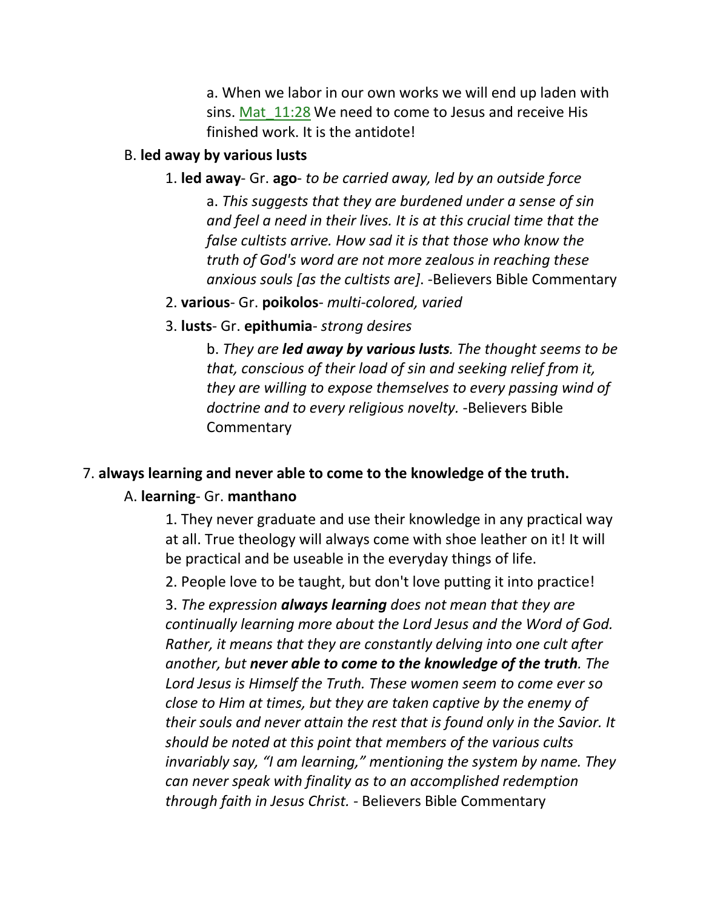a. When we labor in our own works we will end up laden with sins. Mat_11:28 We need to come to Jesus and receive His finished work. It is the antidote!

B. **led away by various lusts**

1. **led away**- Gr. **ago**- *to be carried away, led by an outside force*

a. *This suggests that they are burdened under a sense of sin and feel a need in their lives. It is at this crucial time that the false cultists arrive. How sad it is that those who know the truth of God's word are not more zealous in reaching these anxious souls [as the cultists are]*. -Believers Bible Commentary

2. **various**- Gr. **poikolos**- *multi-colored, varied*

3. **lusts**- Gr. **epithumia**- *strong desires*

b. *They are **led away by various lusts**. The thought seems to be that, conscious of their load of sin and seeking relief from it, they are willing to expose themselves to every passing wind of doctrine and to every religious novelty.* -Believers Bible Commentary

7. **always learning and never able to come to the knowledge of the truth.**

A. **learning**- Gr. **manthano**

1. They never graduate and use their knowledge in any practical way at all. True theology will always come with shoe leather on it! It will be practical and be useable in the everyday things of life.

2. People love to be taught, but don't love putting it into practice!

3. *The expression **always learning** does not mean that they are continually learning more about the Lord Jesus and the Word of God. Rather, it means that they are constantly delving into one cult after another, but **never able to come to the knowledge of the truth**. The Lord Jesus is Himself the Truth. These women seem to come ever so close to Him at times, but they are taken captive by the enemy of their souls and never attain the rest that is found only in the Savior. It should be noted at this point that members of the various cults invariably say, "I am learning," mentioning the system by name. They can never speak with finality as to an accomplished redemption through faith in Jesus Christ.* - Believers Bible Commentary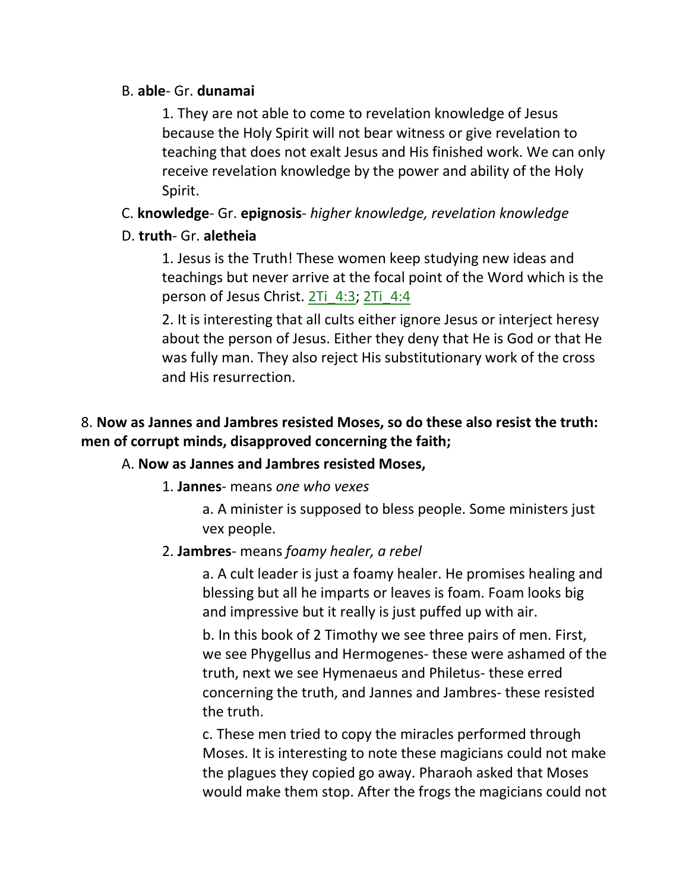B. **able**- Gr. **dunamai**

1. They are not able to come to revelation knowledge of Jesus because the Holy Spirit will not bear witness or give revelation to teaching that does not exalt Jesus and His finished work. We can only receive revelation knowledge by the power and ability of the Holy Spirit.

C. **knowledge**- Gr. **epignosis**- *higher knowledge, revelation knowledge*

D. **truth**- Gr. **aletheia**

1. Jesus is the Truth! These women keep studying new ideas and teachings but never arrive at the focal point of the Word which is the person of Jesus Christ. 2Ti_4:3; 2Ti_4:4

2. It is interesting that all cults either ignore Jesus or interject heresy about the person of Jesus. Either they deny that He is God or that He was fully man. They also reject His substitutionary work of the cross and His resurrection.

8. **Now as Jannes and Jambres resisted Moses, so do these also resist the truth: men of corrupt minds, disapproved concerning the faith;**

A. **Now as Jannes and Jambres resisted Moses,**

1. **Jannes**- means *one who vexes*

a. A minister is supposed to bless people. Some ministers just vex people.

2. **Jambres**- means *foamy healer, a rebel*

a. A cult leader is just a foamy healer. He promises healing and blessing but all he imparts or leaves is foam. Foam looks big and impressive but it really is just puffed up with air.

b. In this book of 2 Timothy we see three pairs of men. First, we see Phygellus and Hermogenes- these were ashamed of the truth, next we see Hymenaeus and Philetus- these erred concerning the truth, and Jannes and Jambres- these resisted the truth.

c. These men tried to copy the miracles performed through Moses. It is interesting to note these magicians could not make the plagues they copied go away. Pharaoh asked that Moses would make them stop. After the frogs the magicians could not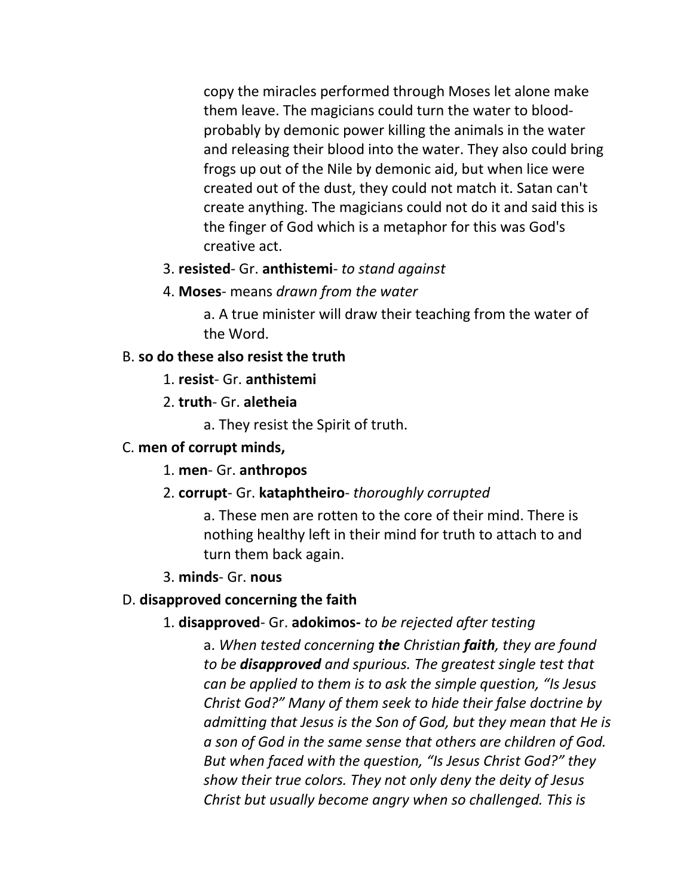copy the miracles performed through Moses let alone make them leave. The magicians could turn the water to blood- probably by demonic power killing the animals in the water and releasing their blood into the water. They also could bring frogs up out of the Nile by demonic aid, but when lice were created out of the dust, they could not match it. Satan can't create anything. The magicians could not do it and said this is the finger of God which is a metaphor for this was God's creative act.

3. **resisted**- Gr. **anthistemi**- *to stand against*

4. **Moses**- means *drawn from the water*

   a. A true minister will draw their teaching from the water of the Word.

B. **so do these also resist the truth**

1. **resist**- Gr. **anthistemi**

2. **truth**- Gr. **aletheia**

   a. They resist the Spirit of truth.

C. **men of corrupt minds,**

1. **men**- Gr. **anthropos**

2. **corrupt**- Gr. **kataphtheiro**- *thoroughly corrupted*

   a. These men are rotten to the core of their mind. There is nothing healthy left in their mind for truth to attach to and turn them back again.

3. **minds**- Gr. **nous**

D. **disapproved concerning the faith**

1. **disapproved**- Gr. **adokimos-** *to be rejected after testing*

   a. *When tested concerning **the** Christian **faith**, they are found to be **disapproved** and spurious. The greatest single test that can be applied to them is to ask the simple question, "Is Jesus Christ God?" Many of them seek to hide their false doctrine by admitting that Jesus is the Son of God, but they mean that He is a son of God in the same sense that others are children of God. But when faced with the question, "Is Jesus Christ God?" they show their true colors. They not only deny the deity of Jesus Christ but usually become angry when so challenged. This is*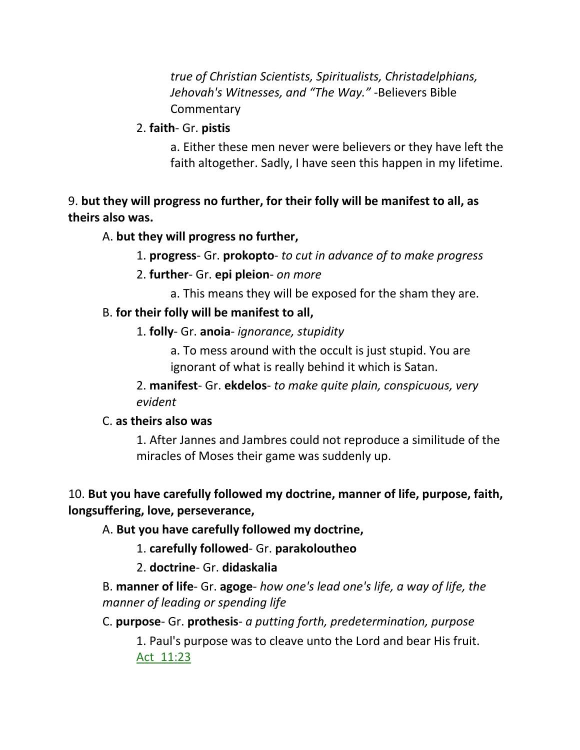*true of Christian Scientists, Spiritualists, Christadelphians, Jehovah's Witnesses, and "The Way."* -Believers Bible Commentary

2. **faith**- Gr. **pistis**

a. Either these men never were believers or they have left the faith altogether. Sadly, I have seen this happen in my lifetime.

9. **but they will progress no further, for their folly will be manifest to all, as theirs also was.**

A. **but they will progress no further,**

1. **progress**- Gr. **prokopto**- *to cut in advance of to make progress*

2. **further**- Gr. **epi pleion**- *on more*

a. This means they will be exposed for the sham they are.

B. **for their folly will be manifest to all,**

1. **folly**- Gr. **anoia**- *ignorance, stupidity*

a. To mess around with the occult is just stupid. You are ignorant of what is really behind it which is Satan.

2. **manifest**- Gr. **ekdelos**- *to make quite plain, conspicuous, very evident*

C. **as theirs also was**

1. After Jannes and Jambres could not reproduce a similitude of the miracles of Moses their game was suddenly up.

10. **But you have carefully followed my doctrine, manner of life, purpose, faith, longsuffering, love, perseverance,**

A. **But you have carefully followed my doctrine,**

1. **carefully followed**- Gr. **parakoloutheo**

2. **doctrine**- Gr. **didaskalia**

B. **manner of life**- Gr. **agoge**- *how one's lead one's life, a way of life, the manner of leading or spending life*

C. **purpose**- Gr. **prothesis**- *a putting forth, predetermination, purpose*

1. Paul's purpose was to cleave unto the Lord and bear His fruit. Act 11:23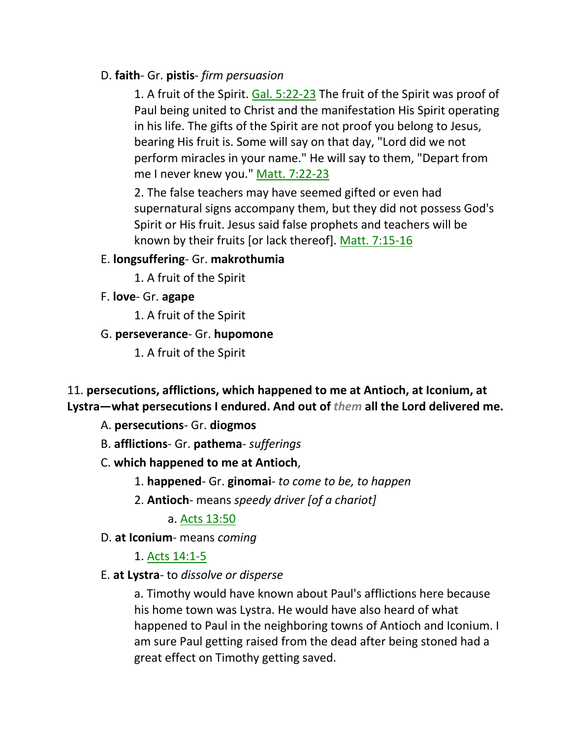D. **faith**- Gr. **pistis**- *firm persuasion*

1. A fruit of the Spirit. Gal. 5:22-23 The fruit of the Spirit was proof of Paul being united to Christ and the manifestation His Spirit operating in his life. The gifts of the Spirit are not proof you belong to Jesus, bearing His fruit is. Some will say on that day, "Lord did we not perform miracles in your name." He will say to them, "Depart from me I never knew you." Matt. 7:22-23

2. The false teachers may have seemed gifted or even had supernatural signs accompany them, but they did not possess God's Spirit or His fruit. Jesus said false prophets and teachers will be known by their fruits [or lack thereof]. Matt. 7:15-16

E. **longsuffering**- Gr. **makrothumia**

1. A fruit of the Spirit

F. **love**- Gr. **agape**

1. A fruit of the Spirit

G. **perseverance**- Gr. **hupomone**

1. A fruit of the Spirit

11. **persecutions, afflictions, which happened to me at Antioch, at Iconium, at Lystra—what persecutions I endured. And out of *them* all the Lord delivered me.**

A. **persecutions**- Gr. **diogmos**

B. **afflictions**- Gr. **pathema**- *sufferings*

C. **which happened to me at Antioch**,

1. **happened**- Gr. **ginomai**- *to come to be, to happen*

2. **Antioch**- means *speedy driver [of a chariot]*

a. Acts 13:50

D. **at Iconium**- means *coming*

1. Acts 14:1-5

E. **at Lystra**- to *dissolve or disperse*

a. Timothy would have known about Paul's afflictions here because his home town was Lystra. He would have also heard of what happened to Paul in the neighboring towns of Antioch and Iconium. I am sure Paul getting raised from the dead after being stoned had a great effect on Timothy getting saved.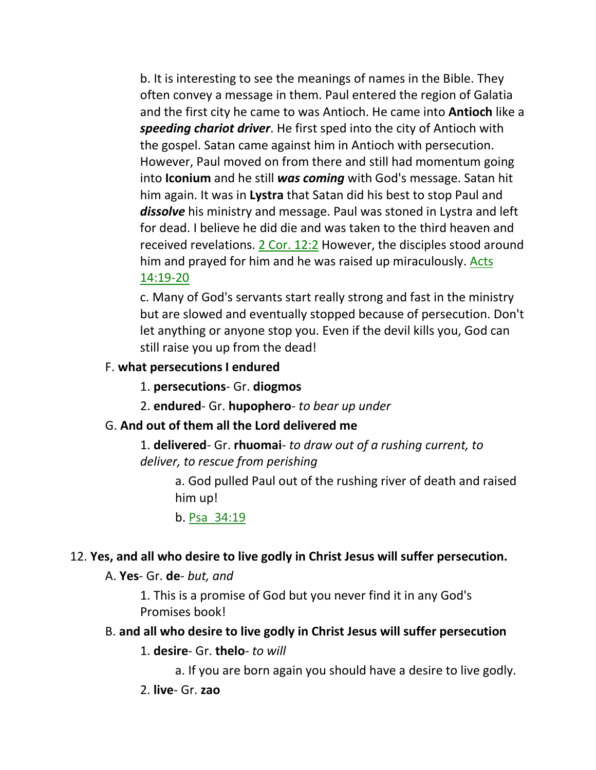b. It is interesting to see the meanings of names in the Bible. They often convey a message in them. Paul entered the region of Galatia and the first city he came to was Antioch. He came into **Antioch** like a ***speeding chariot driver***. He first sped into the city of Antioch with the gospel. Satan came against him in Antioch with persecution. However, Paul moved on from there and still had momentum going into **Iconium** and he still ***was coming*** with God's message. Satan hit him again. It was in **Lystra** that Satan did his best to stop Paul and ***dissolve*** his ministry and message. Paul was stoned in Lystra and left for dead. I believe he did die and was taken to the third heaven and received revelations. 2 Cor. 12:2 However, the disciples stood around him and prayed for him and he was raised up miraculously. Acts 14:19-20

c. Many of God's servants start really strong and fast in the ministry but are slowed and eventually stopped because of persecution. Don't let anything or anyone stop you. Even if the devil kills you, God can still raise you up from the dead!

F. **what persecutions I endured**

1. **persecutions**- Gr. **diogmos**

2. **endured**- Gr. **hupophero**- *to bear up under*

G. **And out of them all the Lord delivered me**

1. **delivered**- Gr. **rhuomai**- *to draw out of a rushing current, to deliver, to rescue from perishing*

a. God pulled Paul out of the rushing river of death and raised him up!

b. Psa 34:19

12. **Yes, and all who desire to live godly in Christ Jesus will suffer persecution.**

A. **Yes**- Gr. **de**- *but, and*

1. This is a promise of God but you never find it in any God's Promises book!

B. **and all who desire to live godly in Christ Jesus will suffer persecution**

1. **desire**- Gr. **thelo**- *to will*

a. If you are born again you should have a desire to live godly.

2. **live**- Gr. **zao**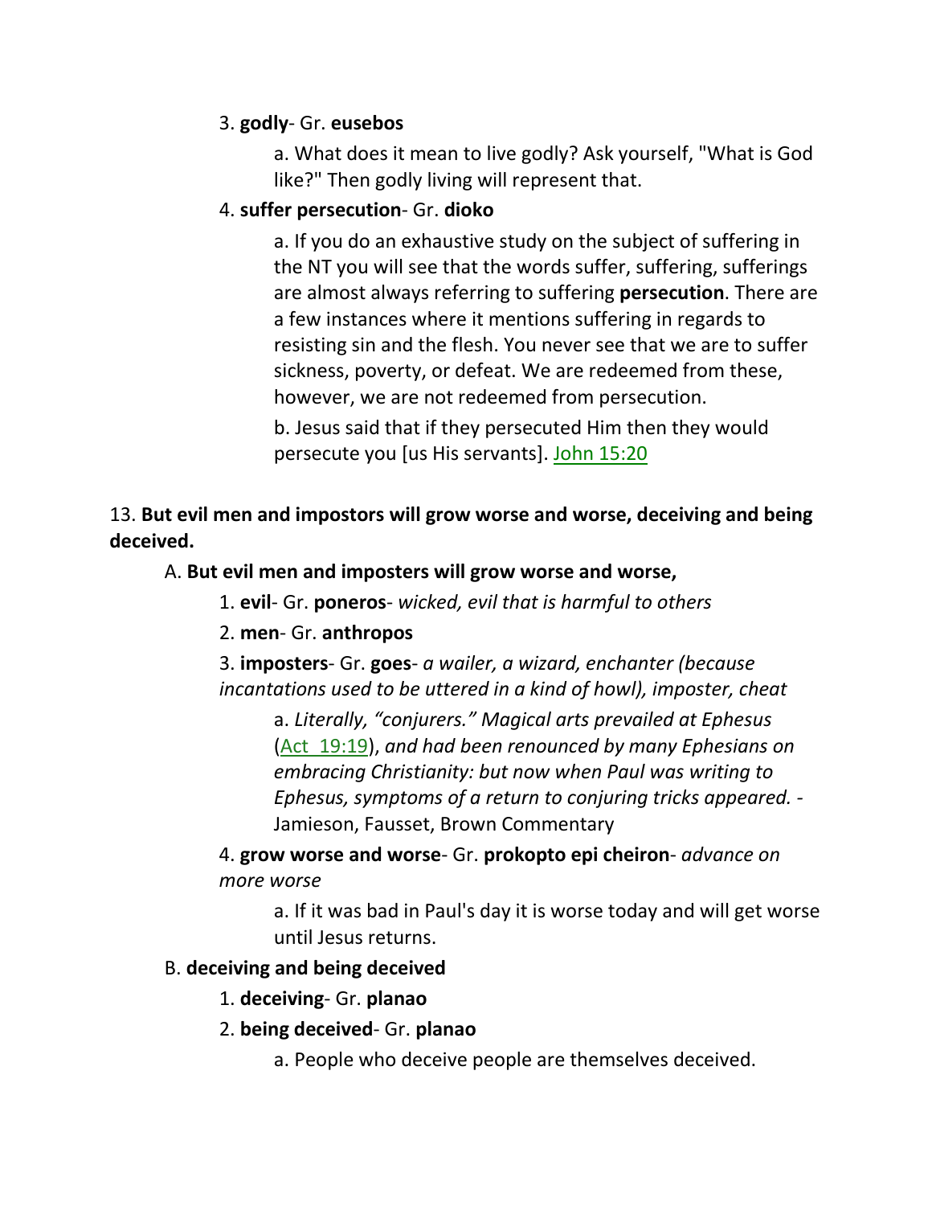3. **godly**- Gr. **eusebos**

a. What does it mean to live godly? Ask yourself, "What is God like?" Then godly living will represent that.

4. **suffer persecution**- Gr. **dioko**

a. If you do an exhaustive study on the subject of suffering in the NT you will see that the words suffer, suffering, sufferings are almost always referring to suffering **persecution**. There are a few instances where it mentions suffering in regards to resisting sin and the flesh. You never see that we are to suffer sickness, poverty, or defeat. We are redeemed from these, however, we are not redeemed from persecution.

b. Jesus said that if they persecuted Him then they would persecute you [us His servants]. John 15:20

13. **But evil men and impostors will grow worse and worse, deceiving and being deceived.**

A. **But evil men and imposters will grow worse and worse,**

1. **evil**- Gr. **poneros**- *wicked, evil that is harmful to others*

2. **men**- Gr. **anthropos**

3. **imposters**- Gr. **goes**- *a wailer, a wizard, enchanter (because incantations used to be uttered in a kind of howl), imposter, cheat*

a. *Literally, "conjurers." Magical arts prevailed at Ephesus* (Act 19:19), *and had been renounced by many Ephesians on embracing Christianity: but now when Paul was writing to Ephesus, symptoms of a return to conjuring tricks appeared.* - Jamieson, Fausset, Brown Commentary

4. **grow worse and worse**- Gr. **prokopto epi cheiron**- *advance on more worse*

a. If it was bad in Paul's day it is worse today and will get worse until Jesus returns.

B. **deceiving and being deceived**

1. **deceiving**- Gr. **planao**

2. **being deceived**- Gr. **planao**

a. People who deceive people are themselves deceived.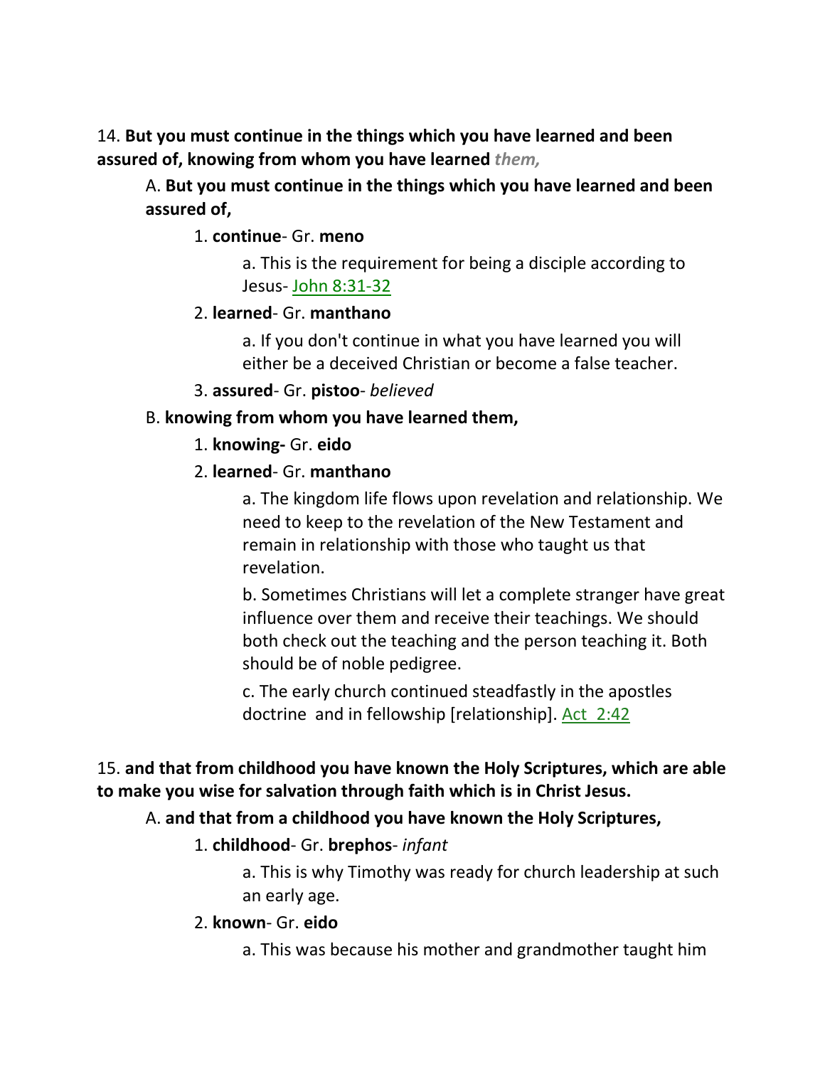14. **But you must continue in the things which you have learned and been assured of, knowing from whom you have learned** ***them,***

A. **But you must continue in the things which you have learned and been assured of,**

1. **continue**- Gr. **meno**

a. This is the requirement for being a disciple according to Jesus- John 8:31-32

2. **learned**- Gr. **manthano**

a. If you don't continue in what you have learned you will either be a deceived Christian or become a false teacher.

3. **assured**- Gr. **pistoo**- *believed*

B. **knowing from whom you have learned them,**

1. **knowing-** Gr. **eido**

2. **learned**- Gr. **manthano**

a. The kingdom life flows upon revelation and relationship. We need to keep to the revelation of the New Testament and remain in relationship with those who taught us that revelation.

b. Sometimes Christians will let a complete stranger have great influence over them and receive their teachings. We should both check out the teaching and the person teaching it. Both should be of noble pedigree.

c. The early church continued steadfastly in the apostles doctrine and in fellowship [relationship]. Act 2:42

15. **and that from childhood you have known the Holy Scriptures, which are able to make you wise for salvation through faith which is in Christ Jesus.**

A. **and that from a childhood you have known the Holy Scriptures,**

1. **childhood**- Gr. **brephos**- *infant*

a. This is why Timothy was ready for church leadership at such an early age.

2. **known**- Gr. **eido**

a. This was because his mother and grandmother taught him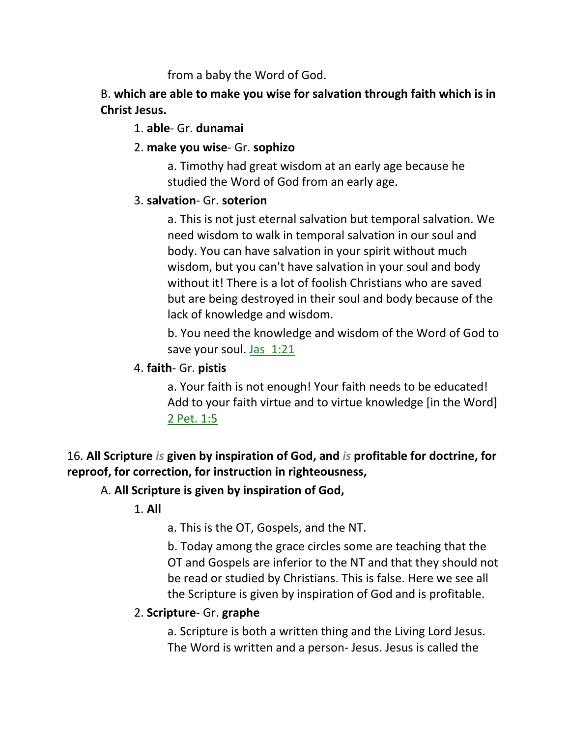from a baby the Word of God.

B. **which are able to make you wise for salvation through faith which is in Christ Jesus.**

1. **able**- Gr. **dunamai**

2. **make you wise**- Gr. **sophizo**

a. Timothy had great wisdom at an early age because he studied the Word of God from an early age.

3. **salvation**- Gr. **soterion**

a. This is not just eternal salvation but temporal salvation. We need wisdom to walk in temporal salvation in our soul and body. You can have salvation in your spirit without much wisdom, but you can't have salvation in your soul and body without it! There is a lot of foolish Christians who are saved but are being destroyed in their soul and body because of the lack of knowledge and wisdom.

b. You need the knowledge and wisdom of the Word of God to save your soul. Jas 1:21

4. **faith**- Gr. **pistis**

a. Your faith is not enough! Your faith needs to be educated! Add to your faith virtue and to virtue knowledge [in the Word] 2 Pet. 1:5

16. **All Scripture** ***is*** **given by inspiration of God, and** ***is*** **profitable for doctrine, for reproof, for correction, for instruction in righteousness,**

A. **All Scripture is given by inspiration of God,**

1. **All**

a. This is the OT, Gospels, and the NT.

b. Today among the grace circles some are teaching that the OT and Gospels are inferior to the NT and that they should not be read or studied by Christians. This is false. Here we see all the Scripture is given by inspiration of God and is profitable.

2. **Scripture**- Gr. **graphe**

a. Scripture is both a written thing and the Living Lord Jesus. The Word is written and a person- Jesus. Jesus is called the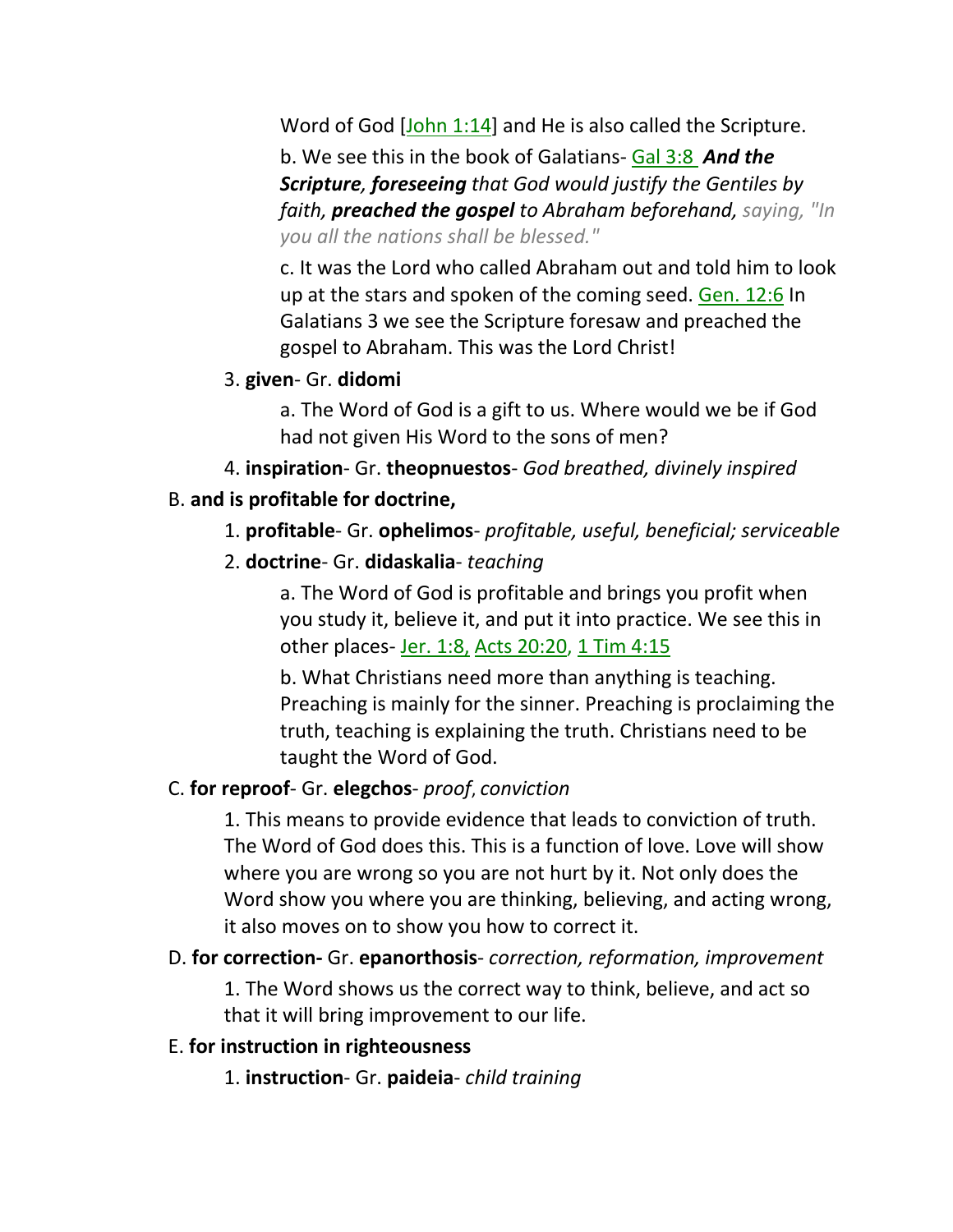Word of God [John 1:14] and He is also called the Scripture.

b. We see this in the book of Galatians- Gal 3:8 ***And the Scripture**, **foreseeing** that God would justify the Gentiles by faith, **preached the gospel** to Abraham beforehand,* *saying, "In you all the nations shall be blessed."*

c. It was the Lord who called Abraham out and told him to look up at the stars and spoken of the coming seed. Gen. 12:6 In Galatians 3 we see the Scripture foresaw and preached the gospel to Abraham. This was the Lord Christ!

3. **given**- Gr. **didomi**

a. The Word of God is a gift to us. Where would we be if God had not given His Word to the sons of men?

4. **inspiration**- Gr. **theopnuestos**- *God breathed, divinely inspired*

B. **and is profitable for doctrine,**

1. **profitable**- Gr. **ophelimos**- *profitable, useful, beneficial; serviceable*

2. **doctrine**- Gr. **didaskalia**- *teaching*

a. The Word of God is profitable and brings you profit when you study it, believe it, and put it into practice. We see this in other places- Jer. 1:8, Acts 20:20, 1 Tim 4:15

b. What Christians need more than anything is teaching. Preaching is mainly for the sinner. Preaching is proclaiming the truth, teaching is explaining the truth. Christians need to be taught the Word of God.

C. **for reproof**- Gr. **elegchos**- *proof, conviction*

1. This means to provide evidence that leads to conviction of truth. The Word of God does this. This is a function of love. Love will show where you are wrong so you are not hurt by it. Not only does the Word show you where you are thinking, believing, and acting wrong, it also moves on to show you how to correct it.

D. **for correction-** Gr. **epanorthosis**- *correction, reformation, improvement*

1. The Word shows us the correct way to think, believe, and act so that it will bring improvement to our life.

E. **for instruction in righteousness**

1. **instruction**- Gr. **paideia**- *child training*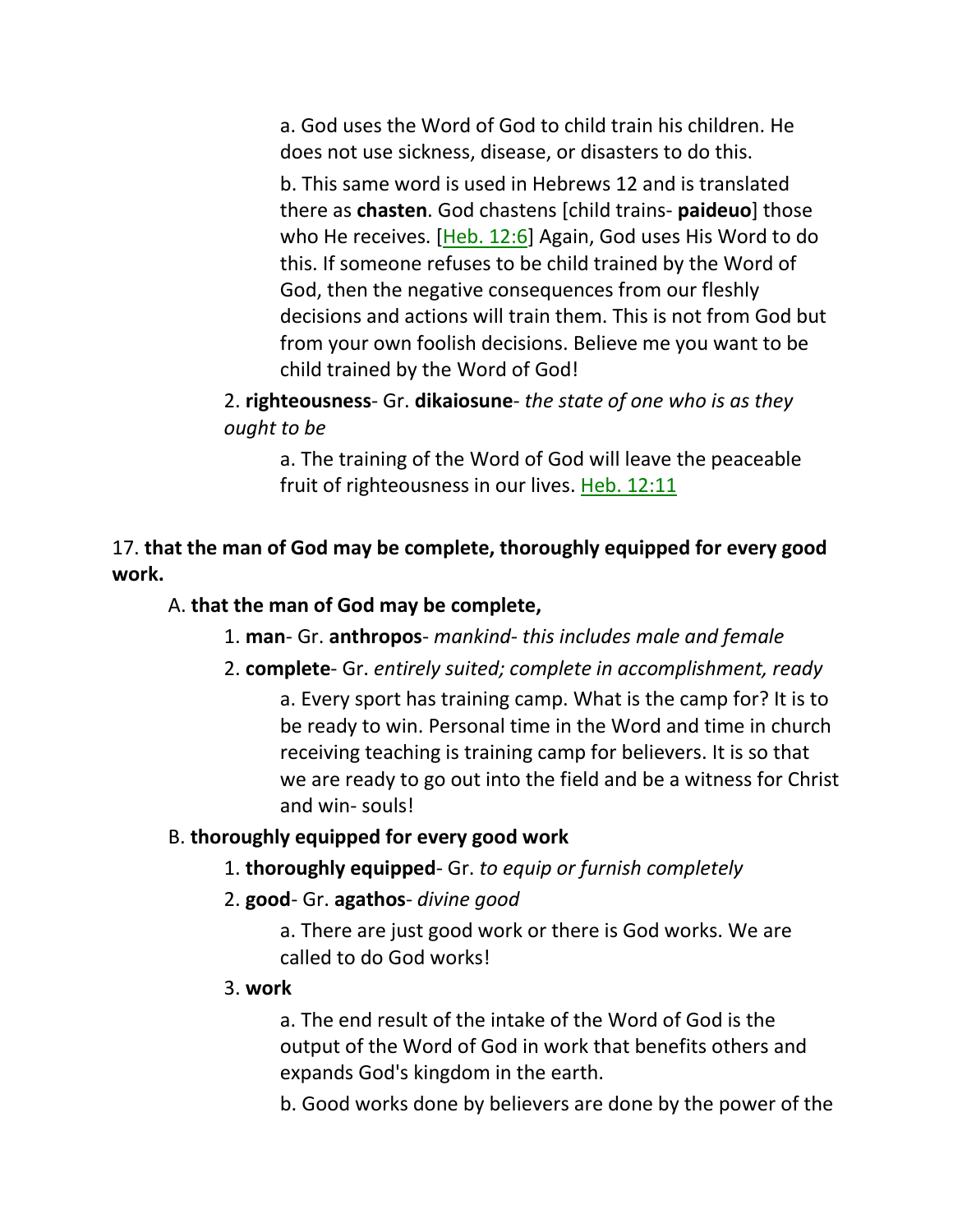a. God uses the Word of God to child train his children. He does not use sickness, disease, or disasters to do this.

b. This same word is used in Hebrews 12 and is translated there as **chasten**. God chastens [child trains- **paideuo**] those who He receives. [Heb. 12:6] Again, God uses His Word to do this. If someone refuses to be child trained by the Word of God, then the negative consequences from our fleshly decisions and actions will train them. This is not from God but from your own foolish decisions. Believe me you want to be child trained by the Word of God!

2. **righteousness**- Gr. **dikaiosune**- *the state of one who is as they ought to be*

a. The training of the Word of God will leave the peaceable fruit of righteousness in our lives. Heb. 12:11

17. **that the man of God may be complete, thoroughly equipped for every good work.**

A. **that the man of God may be complete,**

1. **man**- Gr. **anthropos**- *mankind- this includes male and female*

2. **complete**- Gr. *entirely suited; complete in accomplishment, ready*

a. Every sport has training camp. What is the camp for? It is to be ready to win. Personal time in the Word and time in church receiving teaching is training camp for believers. It is so that we are ready to go out into the field and be a witness for Christ and win- souls!

B. **thoroughly equipped for every good work**

1. **thoroughly equipped**- Gr. *to equip or furnish completely*

2. **good**- Gr. **agathos**- *divine good*

a. There are just good work or there is God works. We are called to do God works!

3. **work**

a. The end result of the intake of the Word of God is the output of the Word of God in work that benefits others and expands God's kingdom in the earth.

b. Good works done by believers are done by the power of the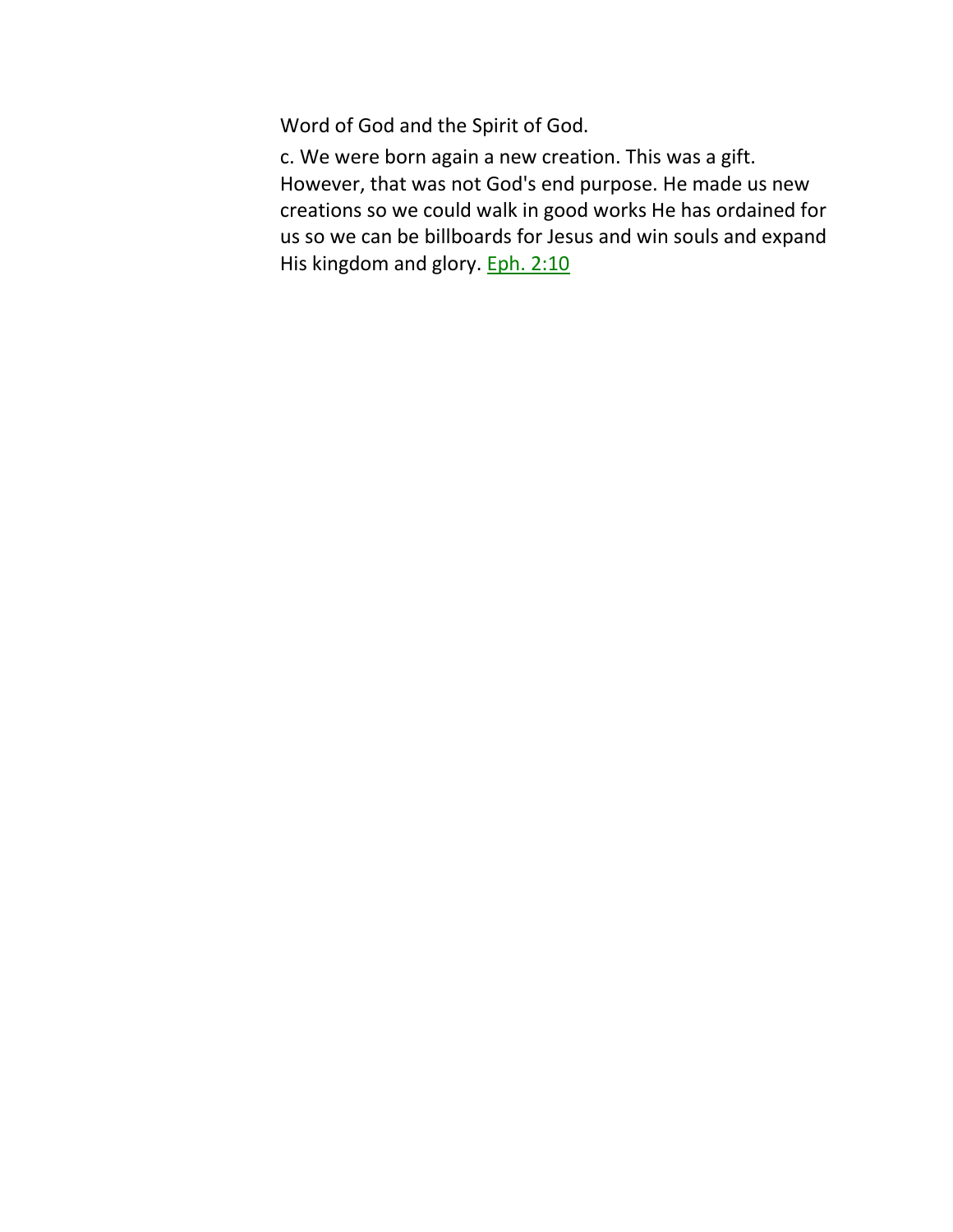Word of God and the Spirit of God.

c. We were born again a new creation. This was a gift. However, that was not God's end purpose. He made us new creations so we could walk in good works He has ordained for us so we can be billboards for Jesus and win souls and expand His kingdom and glory. Eph. 2:10